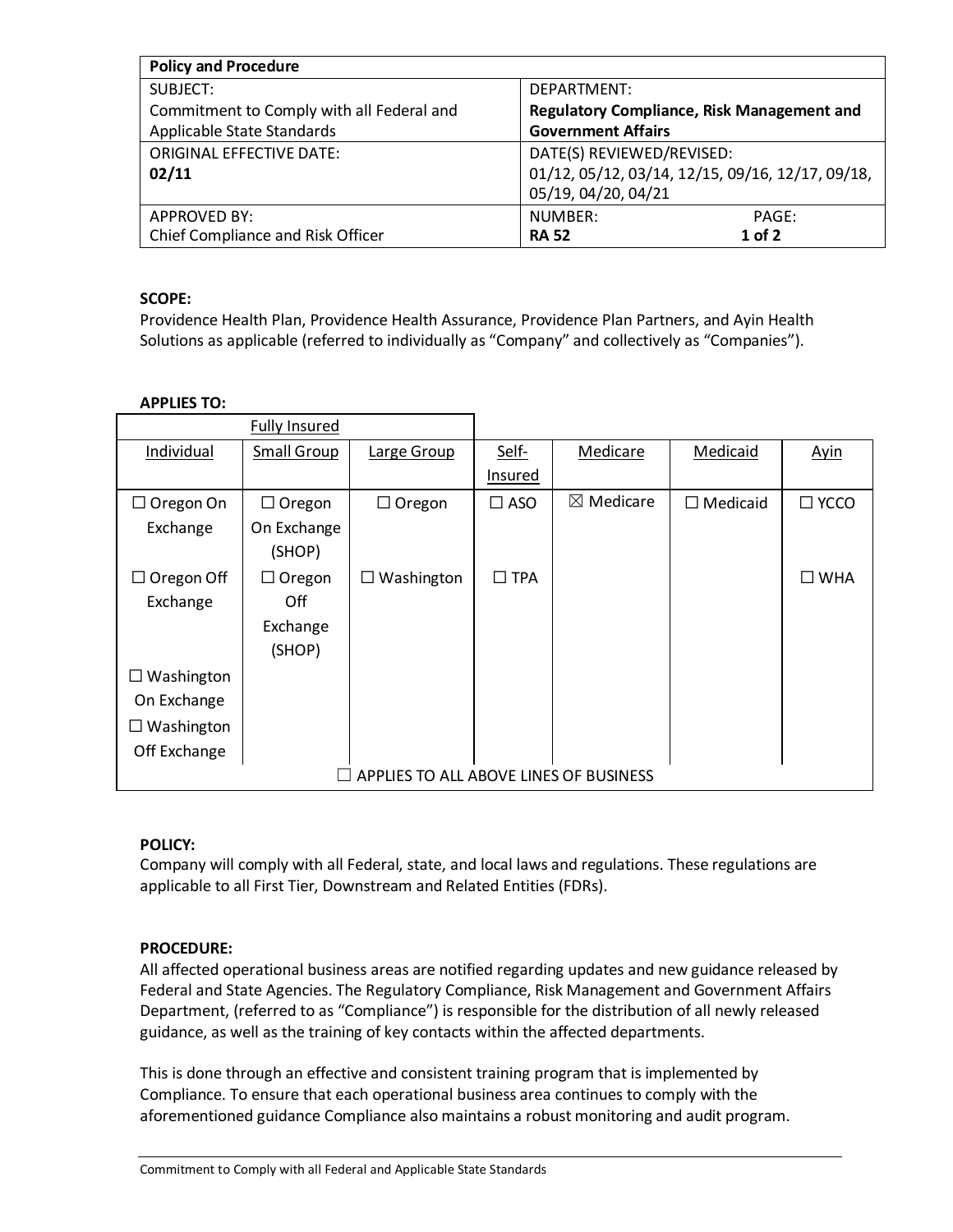| Policy and Procedure | |
|---|---|
| SUBJECT:<br>Commitment to Comply with all Federal and Applicable State Standards | DEPARTMENT:<br>**Regulatory Compliance, Risk Management and Government Affairs** |
| ORIGINAL EFFECTIVE DATE:<br>**02/11** | DATE(S) REVIEWED/REVISED:<br>01/12, 05/12, 03/14, 12/15, 09/16, 12/17, 09/18, 05/19, 04/20, 04/21 |
| APPROVED BY:<br>Chief Compliance and Risk Officer | NUMBER: **RA 52** PAGE: **1 of 2** |

**SCOPE:**
Providence Health Plan, Providence Health Assurance, Providence Plan Partners, and Ayin Health Solutions as applicable (referred to individually as "Company" and collectively as "Companies").

**APPLIES TO:**

| Fully Insured | | | | | | |
|---|---|---|---|---|---|---|
| Individual | Small Group | Large Group | Self-Insured | Medicare | Medicaid | Ayin |
| ☐ Oregon On Exchange | ☐ Oregon On Exchange (SHOP) | ☐ Oregon | ☐ ASO | ☒ Medicare | ☐ Medicaid | ☐ YCCO |
| ☐ Oregon Off Exchange | ☐ Oregon Off Exchange (SHOP) | ☐ Washington | ☐ TPA | | | ☐ WHA |
| ☐ Washington On Exchange | | | | | | |
| ☐ Washington Off Exchange | | | | | | |
| ☐ APPLIES TO ALL ABOVE LINES OF BUSINESS | | | | | | |

**POLICY:**
Company will comply with all Federal, state, and local laws and regulations. These regulations are applicable to all First Tier, Downstream and Related Entities (FDRs).

**PROCEDURE:**
All affected operational business areas are notified regarding updates and new guidance released by Federal and State Agencies. The Regulatory Compliance, Risk Management and Government Affairs Department, (referred to as "Compliance") is responsible for the distribution of all newly released guidance, as well as the training of key contacts within the affected departments.

This is done through an effective and consistent training program that is implemented by Compliance. To ensure that each operational business area continues to comply with the aforementioned guidance Compliance also maintains a robust monitoring and audit program.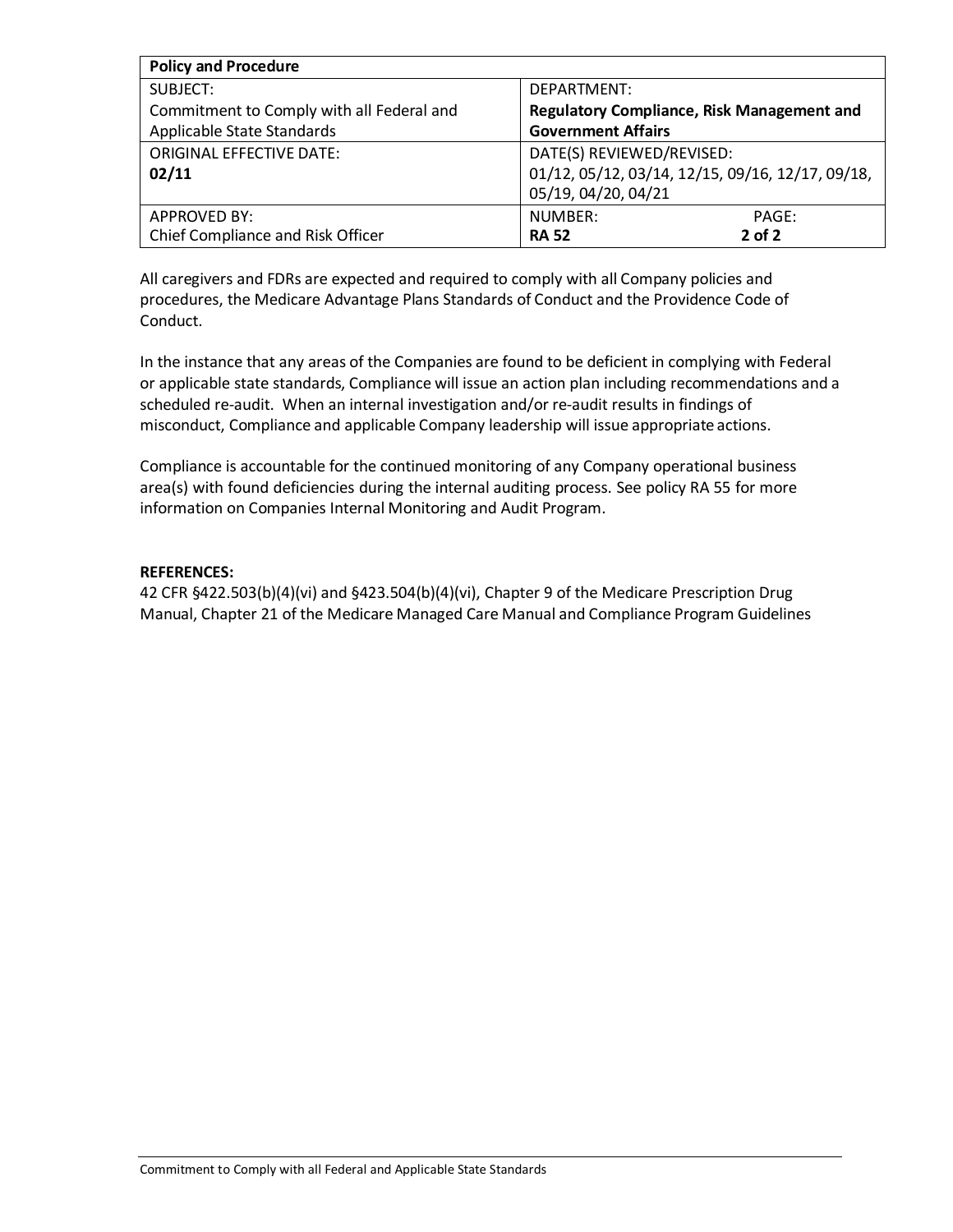All caregivers and FDRs are expected and required to comply with all Company policies and procedures, the Medicare Advantage Plans Standards of Conduct and the Providence Code of Conduct.

In the instance that any areas of the Companies are found to be deficient in complying with Federal or applicable state standards, Compliance will issue an action plan including recommendations and a scheduled re-audit. When an internal investigation and/or re-audit results in findings of misconduct, Compliance and applicable Company leadership will issue appropriate actions.

Compliance is accountable for the continued monitoring of any Company operational business area(s) with found deficiencies during the internal auditing process. See policy RA 55 for more information on Companies Internal Monitoring and Audit Program.

**REFERENCES:**

42 CFR §422.503(b)(4)(vi) and §423.504(b)(4)(vi), Chapter 9 of the Medicare Prescription Drug Manual, Chapter 21 of the Medicare Managed Care Manual and Compliance Program Guidelines